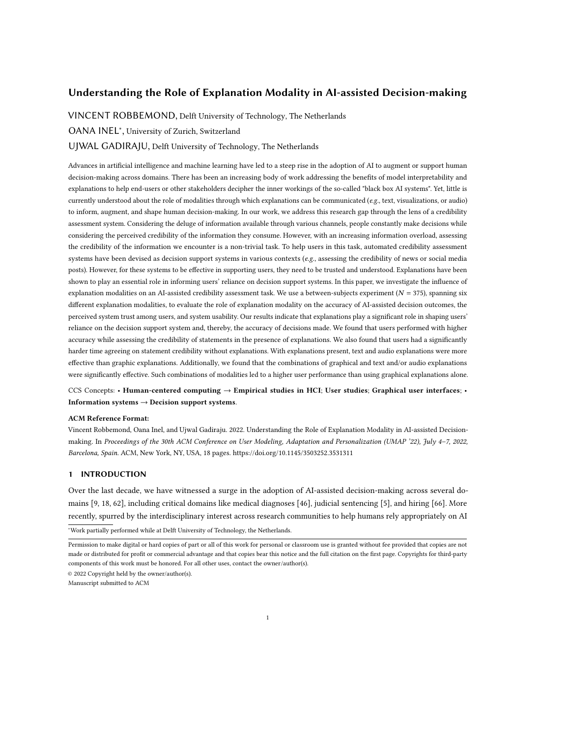# Understanding the Role of Explanation Modality in AI-assisted Decision-making

VINCENT ROBBEMOND, Delft University of Technology, The Netherlands

OANA INEL*, University of Zurich, Switzerland

UJWAL GADIRAJU, Delft University of Technology, The Netherlands

Advances in artificial intelligence and machine learning have led to a steep rise in the adoption of AI to augment or support human decision-making across domains. There has been an increasing body of work addressing the benefits of model interpretability and explanations to help end-users or other stakeholders decipher the inner workings of the so-called "black box AI systems". Yet, little is currently understood about the role of modalities through which explanations can be communicated (*e.g.*, text, visualizations, or audio) to inform, augment, and shape human decision-making. In our work, we address this research gap through the lens of a credibility assessment system. Considering the deluge of information available through various channels, people constantly make decisions while considering the perceived credibility of the information they consume. However, with an increasing information overload, assessing the credibility of the information we encounter is a non-trivial task. To help users in this task, automated credibility assessment systems have been devised as decision support systems in various contexts (*e.g.*, assessing the credibility of news or social media posts). However, for these systems to be effective in supporting users, they need to be trusted and understood. Explanations have been shown to play an essential role in informing users' reliance on decision support systems. In this paper, we investigate the influence of explanation modalities on an AI-assisted credibility assessment task. We use a between-subjects experiment ($N = 375$), spanning six different explanation modalities, to evaluate the role of explanation modality on the accuracy of AI-assisted decision outcomes, the perceived system trust among users, and system usability. Our results indicate that explanations play a significant role in shaping users' reliance on the decision support system and, thereby, the accuracy of decisions made. We found that users performed with higher accuracy while assessing the credibility of statements in the presence of explanations. We also found that users had a significantly harder time agreeing on statement credibility without explanations. With explanations present, text and audio explanations were more effective than graphic explanations. Additionally, we found that the combinations of graphical and text and/or audio explanations were significantly effective. Such combinations of modalities led to a higher user performance than using graphical explanations alone.

CCS Concepts: • **Human-centered computing → Empirical studies in HCI**; **User studies**; **Graphical user interfaces**; • **Information systems → Decision support systems**.

**ACM Reference Format:**

Vincent Robbemond, Oana Inel, and Ujwal Gadiraju. 2022. Understanding the Role of Explanation Modality in AI-assisted Decision-making. In *Proceedings of the 30th ACM Conference on User Modeling, Adaptation and Personalization (UMAP '22), July 4–7, 2022, Barcelona, Spain.* ACM, New York, NY, USA, 18 pages. https://doi.org/10.1145/3503252.3531311

## 1 INTRODUCTION

Over the last decade, we have witnessed a surge in the adoption of AI-assisted decision-making across several domains [9, 18, 62], including critical domains like medical diagnoses [46], judicial sentencing [5], and hiring [66]. More recently, spurred by the interdisciplinary interest across research communities to help humans rely appropriately on AI

*Work partially performed while at Delft University of Technology, the Netherlands.

Permission to make digital or hard copies of part or all of this work for personal or classroom use is granted without fee provided that copies are not made or distributed for profit or commercial advantage and that copies bear this notice and the full citation on the first page. Copyrights for third-party components of this work must be honored. For all other uses, contact the owner/author(s).

© 2022 Copyright held by the owner/author(s).

Manuscript submitted to ACM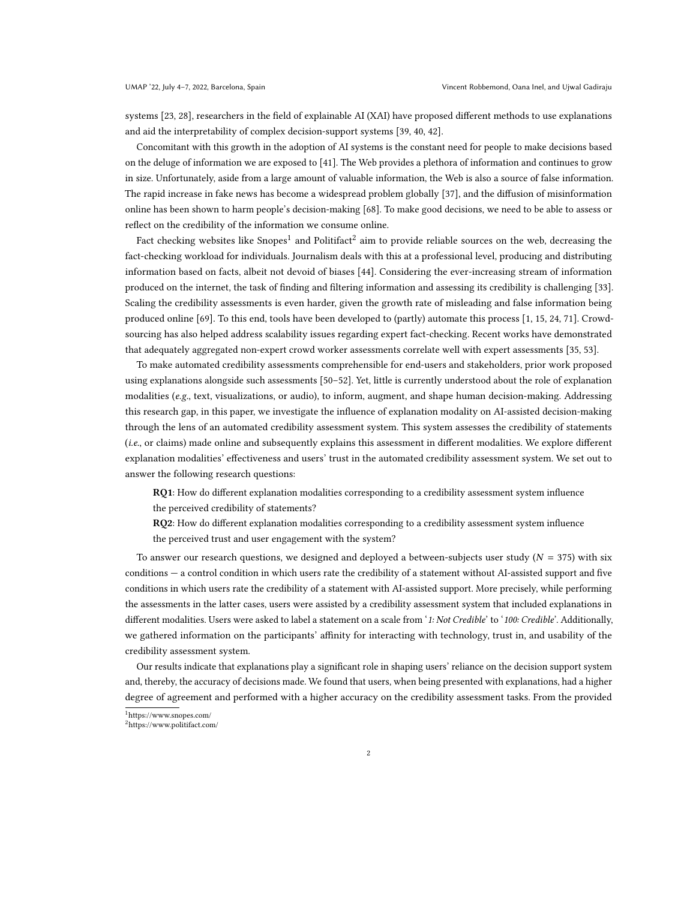systems [23, 28], researchers in the field of explainable AI (XAI) have proposed different methods to use explanations and aid the interpretability of complex decision-support systems [39, 40, 42].

Concomitant with this growth in the adoption of AI systems is the constant need for people to make decisions based on the deluge of information we are exposed to [41]. The Web provides a plethora of information and continues to grow in size. Unfortunately, aside from a large amount of valuable information, the Web is also a source of false information. The rapid increase in fake news has become a widespread problem globally [37], and the diffusion of misinformation online has been shown to harm people's decision-making [68]. To make good decisions, we need to be able to assess or reflect on the credibility of the information we consume online.

Fact checking websites like Snopes[1] and Politifact[2] aim to provide reliable sources on the web, decreasing the fact-checking workload for individuals. Journalism deals with this at a professional level, producing and distributing information based on facts, albeit not devoid of biases [44]. Considering the ever-increasing stream of information produced on the internet, the task of finding and filtering information and assessing its credibility is challenging [33]. Scaling the credibility assessments is even harder, given the growth rate of misleading and false information being produced online [69]. To this end, tools have been developed to (partly) automate this process [1, 15, 24, 71]. Crowdsourcing has also helped address scalability issues regarding expert fact-checking. Recent works have demonstrated that adequately aggregated non-expert crowd worker assessments correlate well with expert assessments [35, 53].

To make automated credibility assessments comprehensible for end-users and stakeholders, prior work proposed using explanations alongside such assessments [50–52]. Yet, little is currently understood about the role of explanation modalities (*e.g.*, text, visualizations, or audio), to inform, augment, and shape human decision-making. Addressing this research gap, in this paper, we investigate the influence of explanation modality on AI-assisted decision-making through the lens of an automated credibility assessment system. This system assesses the credibility of statements (*i.e.*, or claims) made online and subsequently explains this assessment in different modalities. We explore different explanation modalities' effectiveness and users' trust in the automated credibility assessment system. We set out to answer the following research questions:

> **RQ1**: How do different explanation modalities corresponding to a credibility assessment system influence the perceived credibility of statements?
>
> **RQ2**: How do different explanation modalities corresponding to a credibility assessment system influence the perceived trust and user engagement with the system?

To answer our research questions, we designed and deployed a between-subjects user study ($N = 375$) with six conditions — a control condition in which users rate the credibility of a statement without AI-assisted support and five conditions in which users rate the credibility of a statement with AI-assisted support. More precisely, while performing the assessments in the latter cases, users were assisted by a credibility assessment system that included explanations in different modalities. Users were asked to label a statement on a scale from '*1: Not Credible*' to '*100: Credible*'. Additionally, we gathered information on the participants' affinity for interacting with technology, trust in, and usability of the credibility assessment system.

Our results indicate that explanations play a significant role in shaping users' reliance on the decision support system and, thereby, the accuracy of decisions made. We found that users, when being presented with explanations, had a higher degree of agreement and performed with a higher accuracy on the credibility assessment tasks. From the provided

[1] https://www.snopes.com/

[2] https://www.politifact.com/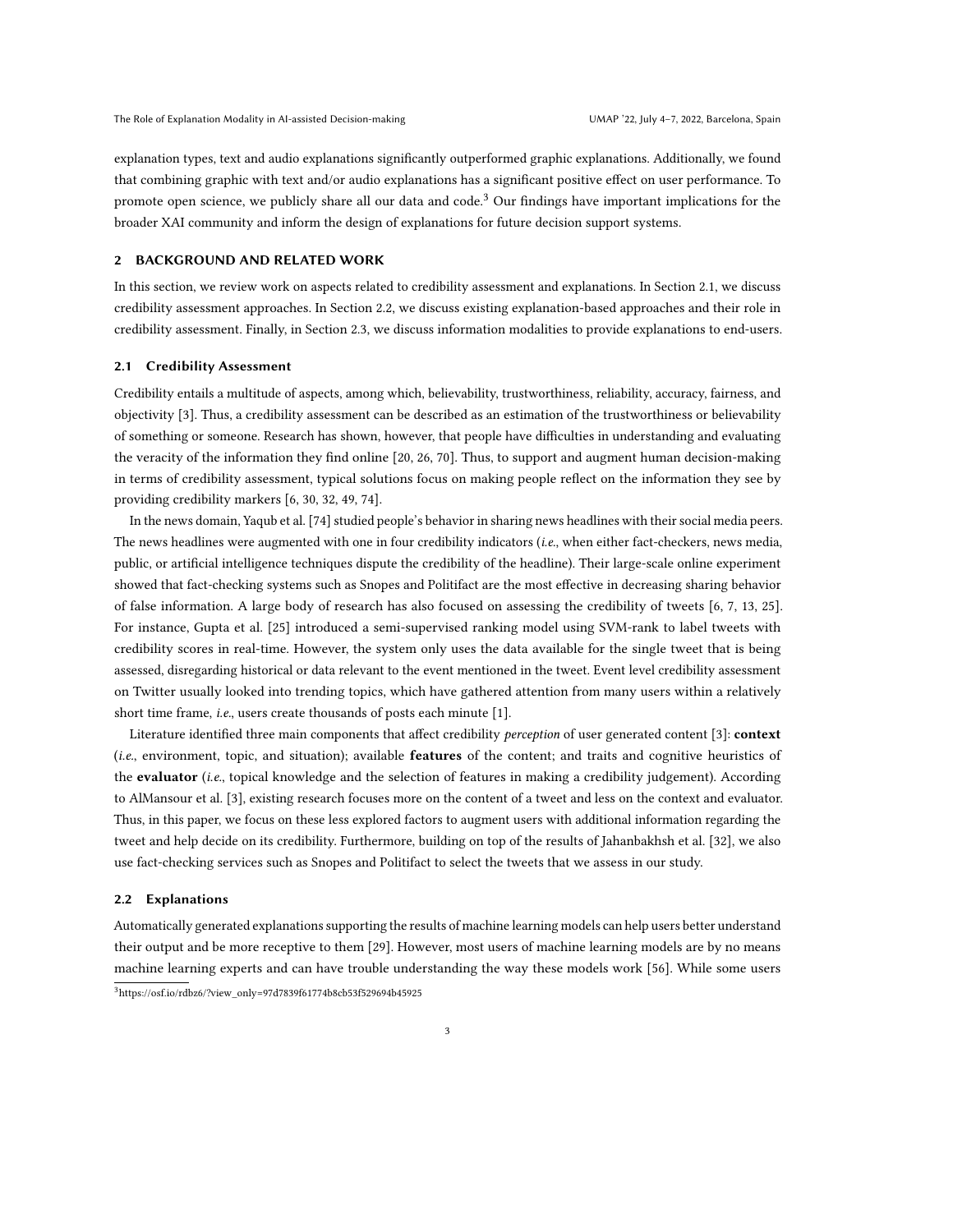explanation types, text and audio explanations significantly outperformed graphic explanations. Additionally, we found that combining graphic with text and/or audio explanations has a significant positive effect on user performance. To promote open science, we publicly share all our data and code.[3] Our findings have important implications for the broader XAI community and inform the design of explanations for future decision support systems.

## 2 BACKGROUND AND RELATED WORK

In this section, we review work on aspects related to credibility assessment and explanations. In Section 2.1, we discuss credibility assessment approaches. In Section 2.2, we discuss existing explanation-based approaches and their role in credibility assessment. Finally, in Section 2.3, we discuss information modalities to provide explanations to end-users.

### 2.1 Credibility Assessment

Credibility entails a multitude of aspects, among which, believability, trustworthiness, reliability, accuracy, fairness, and objectivity [3]. Thus, a credibility assessment can be described as an estimation of the trustworthiness or believability of something or someone. Research has shown, however, that people have difficulties in understanding and evaluating the veracity of the information they find online [20, 26, 70]. Thus, to support and augment human decision-making in terms of credibility assessment, typical solutions focus on making people reflect on the information they see by providing credibility markers [6, 30, 32, 49, 74].

In the news domain, Yaqub et al. [74] studied people's behavior in sharing news headlines with their social media peers. The news headlines were augmented with one in four credibility indicators (*i.e.*, when either fact-checkers, news media, public, or artificial intelligence techniques dispute the credibility of the headline). Their large-scale online experiment showed that fact-checking systems such as Snopes and Politifact are the most effective in decreasing sharing behavior of false information. A large body of research has also focused on assessing the credibility of tweets [6, 7, 13, 25]. For instance, Gupta et al. [25] introduced a semi-supervised ranking model using SVM-rank to label tweets with credibility scores in real-time. However, the system only uses the data available for the single tweet that is being assessed, disregarding historical or data relevant to the event mentioned in the tweet. Event level credibility assessment on Twitter usually looked into trending topics, which have gathered attention from many users within a relatively short time frame, *i.e.*, users create thousands of posts each minute [1].

Literature identified three main components that affect credibility *perception* of user generated content [3]: **context** (*i.e.*, environment, topic, and situation); available **features** of the content; and traits and cognitive heuristics of the **evaluator** (*i.e.*, topical knowledge and the selection of features in making a credibility judgement). According to AlMansour et al. [3], existing research focuses more on the content of a tweet and less on the context and evaluator. Thus, in this paper, we focus on these less explored factors to augment users with additional information regarding the tweet and help decide on its credibility. Furthermore, building on top of the results of Jahanbakhsh et al. [32], we also use fact-checking services such as Snopes and Politifact to select the tweets that we assess in our study.

### 2.2 Explanations

Automatically generated explanations supporting the results of machine learning models can help users better understand their output and be more receptive to them [29]. However, most users of machine learning models are by no means machine learning experts and can have trouble understanding the way these models work [56]. While some users

[3] https://osf.io/rdbz6/?view_only=97d7839f61774b8cb53f529694b45925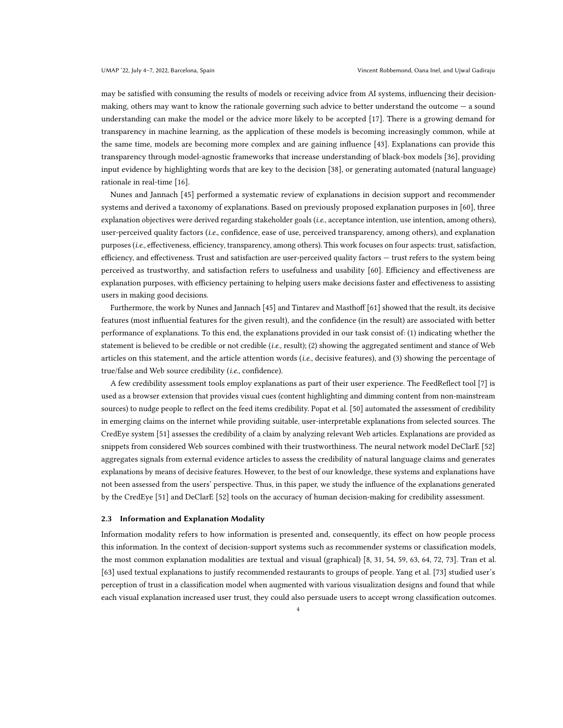may be satisfied with consuming the results of models or receiving advice from AI systems, influencing their decision-making, others may want to know the rationale governing such advice to better understand the outcome — a sound understanding can make the model or the advice more likely to be accepted [17]. There is a growing demand for transparency in machine learning, as the application of these models is becoming increasingly common, while at the same time, models are becoming more complex and are gaining influence [43]. Explanations can provide this transparency through model-agnostic frameworks that increase understanding of black-box models [36], providing input evidence by highlighting words that are key to the decision [38], or generating automated (natural language) rationale in real-time [16].

Nunes and Jannach [45] performed a systematic review of explanations in decision support and recommender systems and derived a taxonomy of explanations. Based on previously proposed explanation purposes in [60], three explanation objectives were derived regarding stakeholder goals (*i.e.*, acceptance intention, use intention, among others), user-perceived quality factors (*i.e.*, confidence, ease of use, perceived transparency, among others), and explanation purposes (*i.e.*, effectiveness, efficiency, transparency, among others). This work focuses on four aspects: trust, satisfaction, efficiency, and effectiveness. Trust and satisfaction are user-perceived quality factors — trust refers to the system being perceived as trustworthy, and satisfaction refers to usefulness and usability [60]. Efficiency and effectiveness are explanation purposes, with efficiency pertaining to helping users make decisions faster and effectiveness to assisting users in making good decisions.

Furthermore, the work by Nunes and Jannach [45] and Tintarev and Masthoff [61] showed that the result, its decisive features (most influential features for the given result), and the confidence (in the result) are associated with better performance of explanations. To this end, the explanations provided in our task consist of: (1) indicating whether the statement is believed to be credible or not credible (*i.e.*, result); (2) showing the aggregated sentiment and stance of Web articles on this statement, and the article attention words (*i.e.*, decisive features), and (3) showing the percentage of true/false and Web source credibility (*i.e.*, confidence).

A few credibility assessment tools employ explanations as part of their user experience. The FeedReflect tool [7] is used as a browser extension that provides visual cues (content highlighting and dimming content from non-mainstream sources) to nudge people to reflect on the feed items credibility. Popat et al. [50] automated the assessment of credibility in emerging claims on the internet while providing suitable, user-interpretable explanations from selected sources. The CredEye system [51] assesses the credibility of a claim by analyzing relevant Web articles. Explanations are provided as snippets from considered Web sources combined with their trustworthiness. The neural network model DeClarE [52] aggregates signals from external evidence articles to assess the credibility of natural language claims and generates explanations by means of decisive features. However, to the best of our knowledge, these systems and explanations have not been assessed from the users' perspective. Thus, in this paper, we study the influence of the explanations generated by the CredEye [51] and DeClarE [52] tools on the accuracy of human decision-making for credibility assessment.

### 2.3 Information and Explanation Modality

Information modality refers to how information is presented and, consequently, its effect on how people process this information. In the context of decision-support systems such as recommender systems or classification models, the most common explanation modalities are textual and visual (graphical) [8, 31, 54, 59, 63, 64, 72, 73]. Tran et al. [63] used textual explanations to justify recommended restaurants to groups of people. Yang et al. [73] studied user's perception of trust in a classification model when augmented with various visualization designs and found that while each visual explanation increased user trust, they could also persuade users to accept wrong classification outcomes.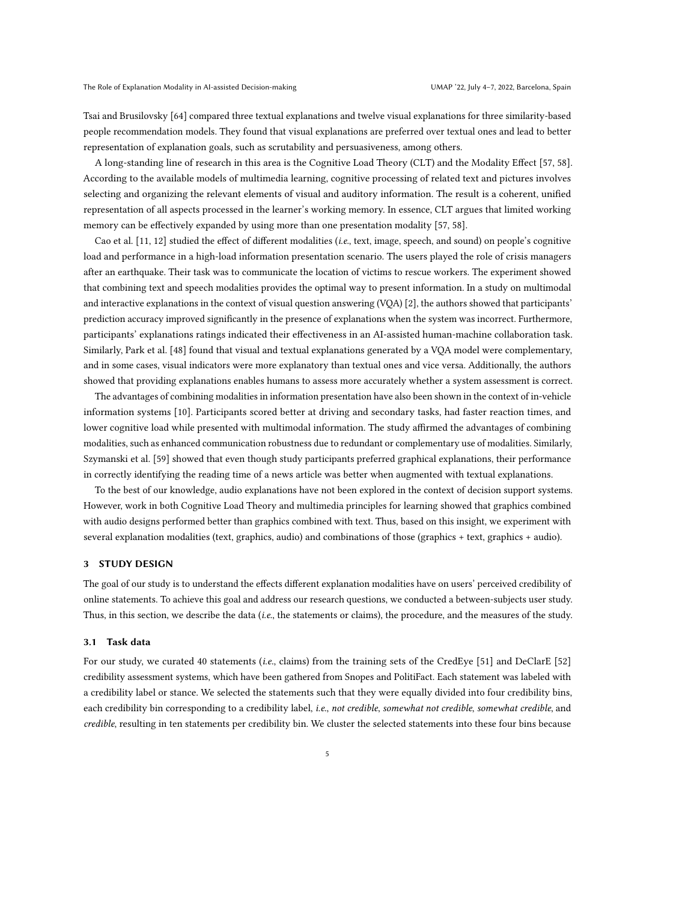Tsai and Brusilovsky [64] compared three textual explanations and twelve visual explanations for three similarity-based people recommendation models. They found that visual explanations are preferred over textual ones and lead to better representation of explanation goals, such as scrutability and persuasiveness, among others.

A long-standing line of research in this area is the Cognitive Load Theory (CLT) and the Modality Effect [57, 58]. According to the available models of multimedia learning, cognitive processing of related text and pictures involves selecting and organizing the relevant elements of visual and auditory information. The result is a coherent, unified representation of all aspects processed in the learner's working memory. In essence, CLT argues that limited working memory can be effectively expanded by using more than one presentation modality [57, 58].

Cao et al. [11, 12] studied the effect of different modalities (*i.e.*, text, image, speech, and sound) on people's cognitive load and performance in a high-load information presentation scenario. The users played the role of crisis managers after an earthquake. Their task was to communicate the location of victims to rescue workers. The experiment showed that combining text and speech modalities provides the optimal way to present information. In a study on multimodal and interactive explanations in the context of visual question answering (VQA) [2], the authors showed that participants' prediction accuracy improved significantly in the presence of explanations when the system was incorrect. Furthermore, participants' explanations ratings indicated their effectiveness in an AI-assisted human-machine collaboration task. Similarly, Park et al. [48] found that visual and textual explanations generated by a VQA model were complementary, and in some cases, visual indicators were more explanatory than textual ones and vice versa. Additionally, the authors showed that providing explanations enables humans to assess more accurately whether a system assessment is correct.

The advantages of combining modalities in information presentation have also been shown in the context of in-vehicle information systems [10]. Participants scored better at driving and secondary tasks, had faster reaction times, and lower cognitive load while presented with multimodal information. The study affirmed the advantages of combining modalities, such as enhanced communication robustness due to redundant or complementary use of modalities. Similarly, Szymanski et al. [59] showed that even though study participants preferred graphical explanations, their performance in correctly identifying the reading time of a news article was better when augmented with textual explanations.

To the best of our knowledge, audio explanations have not been explored in the context of decision support systems. However, work in both Cognitive Load Theory and multimedia principles for learning showed that graphics combined with audio designs performed better than graphics combined with text. Thus, based on this insight, we experiment with several explanation modalities (text, graphics, audio) and combinations of those (graphics + text, graphics + audio).

## 3 STUDY DESIGN

The goal of our study is to understand the effects different explanation modalities have on users' perceived credibility of online statements. To achieve this goal and address our research questions, we conducted a between-subjects user study. Thus, in this section, we describe the data (*i.e.*, the statements or claims), the procedure, and the measures of the study.

### 3.1 Task data

For our study, we curated 40 statements (*i.e.*, claims) from the training sets of the CredEye [51] and DeClarE [52] credibility assessment systems, which have been gathered from Snopes and PolitiFact. Each statement was labeled with a credibility label or stance. We selected the statements such that they were equally divided into four credibility bins, each credibility bin corresponding to a credibility label, *i.e.*, *not credible*, *somewhat not credible*, *somewhat credible*, and *credible*, resulting in ten statements per credibility bin. We cluster the selected statements into these four bins because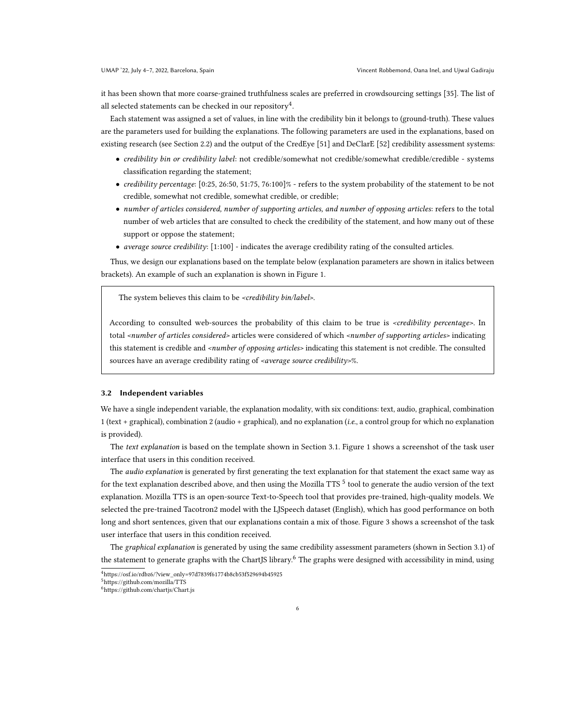it has been shown that more coarse-grained truthfulness scales are preferred in crowdsourcing settings [35]. The list of all selected statements can be checked in our repository[4].

Each statement was assigned a set of values, in line with the credibility bin it belongs to (ground-truth). These values are the parameters used for building the explanations. The following parameters are used in the explanations, based on existing research (see Section 2.2) and the output of the CredEye [51] and DeClarE [52] credibility assessment systems:

- *credibility bin or credibility label*: not credible/somewhat not credible/somewhat credible/credible - systems classification regarding the statement;
- *credibility percentage*: [0:25, 26:50, 51:75, 76:100]% - refers to the system probability of the statement to be not credible, somewhat not credible, somewhat credible, or credible;
- *number of articles considered, number of supporting articles, and number of opposing articles*: refers to the total number of web articles that are consulted to check the credibility of the statement, and how many out of these support or oppose the statement;
- *average source credibility*: [1:100] - indicates the average credibility rating of the consulted articles.

Thus, we design our explanations based on the template below (explanation parameters are shown in italics between brackets). An example of such an explanation is shown in Figure 1.

> The system believes this claim to be <*credibility bin/label*>.
>
> According to consulted web-sources the probability of this claim to be true is <*credibility percentage*>. In total <*number of articles considered*> articles were considered of which <*number of supporting articles*> indicating this statement is credible and <*number of opposing articles*> indicating this statement is not credible. The consulted sources have an average credibility rating of <*average source credibility*>%.

### 3.2 Independent variables

We have a single independent variable, the explanation modality, with six conditions: text, audio, graphical, combination 1 (text + graphical), combination 2 (audio + graphical), and no explanation (*i.e.*, a control group for which no explanation is provided).

The *text explanation* is based on the template shown in Section 3.1. Figure 1 shows a screenshot of the task user interface that users in this condition received.

The *audio explanation* is generated by first generating the text explanation for that statement the exact same way as for the text explanation described above, and then using the Mozilla TTS [5] tool to generate the audio version of the text explanation. Mozilla TTS is an open-source Text-to-Speech tool that provides pre-trained, high-quality models. We selected the pre-trained Tacotron2 model with the LJSpeech dataset (English), which has good performance on both long and short sentences, given that our explanations contain a mix of those. Figure 3 shows a screenshot of the task user interface that users in this condition received.

The *graphical explanation* is generated by using the same credibility assessment parameters (shown in Section 3.1) of the statement to generate graphs with the ChartJS library.[6] The graphs were designed with accessibility in mind, using

[4] https://osf.io/rdbz6/?view_only=97d7839f61774b8cb53f529694b45925
[5] https://github.com/mozilla/TTS
[6] https://github.com/chartjs/Chart.js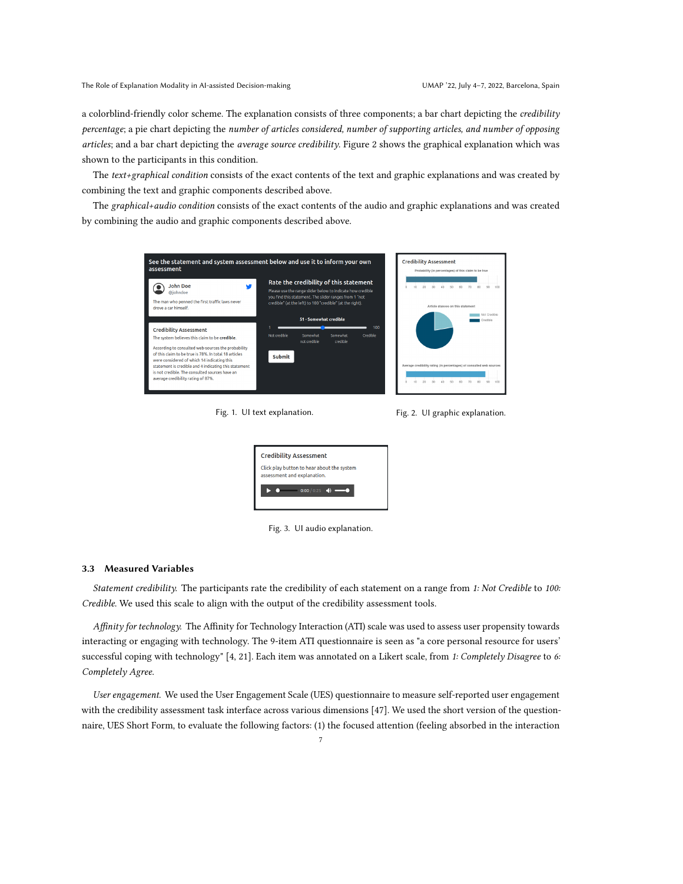a colorblind-friendly color scheme. The explanation consists of three components; a bar chart depicting the *credibility percentage*; a pie chart depicting the *number of articles considered, number of supporting articles, and number of opposing articles*; and a bar chart depicting the *average source credibility*. Figure 2 shows the graphical explanation which was shown to the participants in this condition.

The *text+graphical condition* consists of the exact contents of the text and graphic explanations and was created by combining the text and graphic components described above.

The *graphical+audio condition* consists of the exact contents of the audio and graphic explanations and was created by combining the audio and graphic components described above.

Fig. 1. UI text explanation.

Fig. 2. UI graphic explanation.

Fig. 3. UI audio explanation.

### 3.3 Measured Variables

*Statement credibility.* The participants rate the credibility of each statement on a range from *1: Not Credible* to *100: Credible*. We used this scale to align with the output of the credibility assessment tools.

*Affinity for technology.* The Affinity for Technology Interaction (ATI) scale was used to assess user propensity towards interacting or engaging with technology. The 9-item ATI questionnaire is seen as "a core personal resource for users' successful coping with technology" [4, 21]. Each item was annotated on a Likert scale, from *1: Completely Disagree* to *6: Completely Agree*.

*User engagement.* We used the User Engagement Scale (UES) questionnaire to measure self-reported user engagement with the credibility assessment task interface across various dimensions [47]. We used the short version of the questionnaire, UES Short Form, to evaluate the following factors: (1) the focused attention (feeling absorbed in the interaction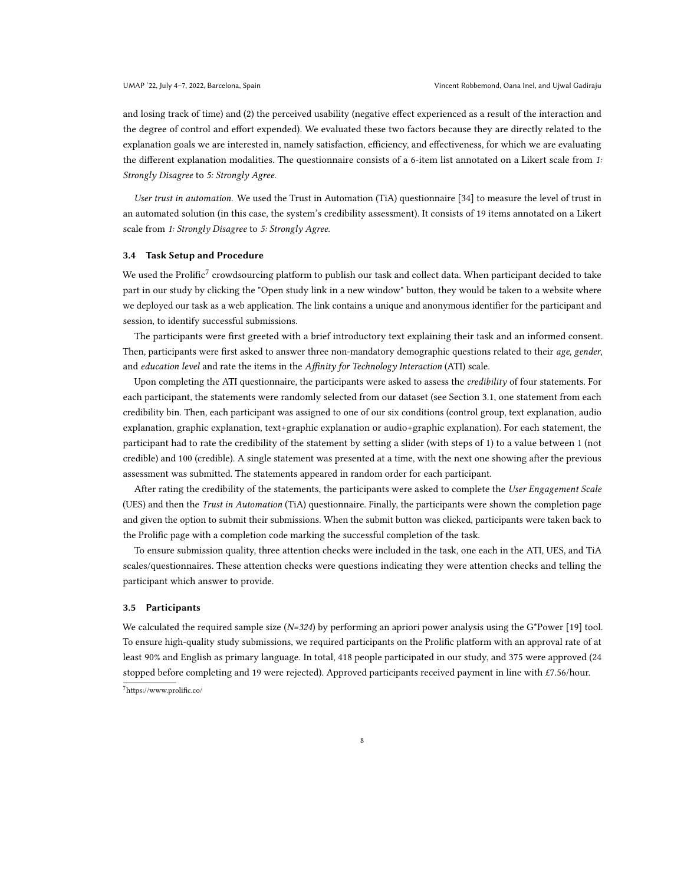and losing track of time) and (2) the perceived usability (negative effect experienced as a result of the interaction and the degree of control and effort expended). We evaluated these two factors because they are directly related to the explanation goals we are interested in, namely satisfaction, efficiency, and effectiveness, for which we are evaluating the different explanation modalities. The questionnaire consists of a 6-item list annotated on a Likert scale from *1: Strongly Disagree* to *5: Strongly Agree*.

*User trust in automation.* We used the Trust in Automation (TiA) questionnaire [34] to measure the level of trust in an automated solution (in this case, the system's credibility assessment). It consists of 19 items annotated on a Likert scale from *1: Strongly Disagree* to *5: Strongly Agree*.

### 3.4 Task Setup and Procedure

We used the Prolific[7] crowdsourcing platform to publish our task and collect data. When participant decided to take part in our study by clicking the "Open study link in a new window" button, they would be taken to a website where we deployed our task as a web application. The link contains a unique and anonymous identifier for the participant and session, to identify successful submissions.

The participants were first greeted with a brief introductory text explaining their task and an informed consent. Then, participants were first asked to answer three non-mandatory demographic questions related to their *age*, *gender*, and *education level* and rate the items in the *Affinity for Technology Interaction* (ATI) scale.

Upon completing the ATI questionnaire, the participants were asked to assess the *credibility* of four statements. For each participant, the statements were randomly selected from our dataset (see Section 3.1, one statement from each credibility bin. Then, each participant was assigned to one of our six conditions (control group, text explanation, audio explanation, graphic explanation, text+graphic explanation or audio+graphic explanation). For each statement, the participant had to rate the credibility of the statement by setting a slider (with steps of 1) to a value between 1 (not credible) and 100 (credible). A single statement was presented at a time, with the next one showing after the previous assessment was submitted. The statements appeared in random order for each participant.

After rating the credibility of the statements, the participants were asked to complete the *User Engagement Scale* (UES) and then the *Trust in Automation* (TiA) questionnaire. Finally, the participants were shown the completion page and given the option to submit their submissions. When the submit button was clicked, participants were taken back to the Prolific page with a completion code marking the successful completion of the task.

To ensure submission quality, three attention checks were included in the task, one each in the ATI, UES, and TiA scales/questionnaires. These attention checks were questions indicating they were attention checks and telling the participant which answer to provide.

### 3.5 Participants

We calculated the required sample size (*N=324*) by performing an apriori power analysis using the G*Power [19] tool. To ensure high-quality study submissions, we required participants on the Prolific platform with an approval rate of at least 90% and English as primary language. In total, 418 people participated in our study, and 375 were approved (24 stopped before completing and 19 were rejected). Approved participants received payment in line with £7.56/hour.

[7] https://www.prolific.co/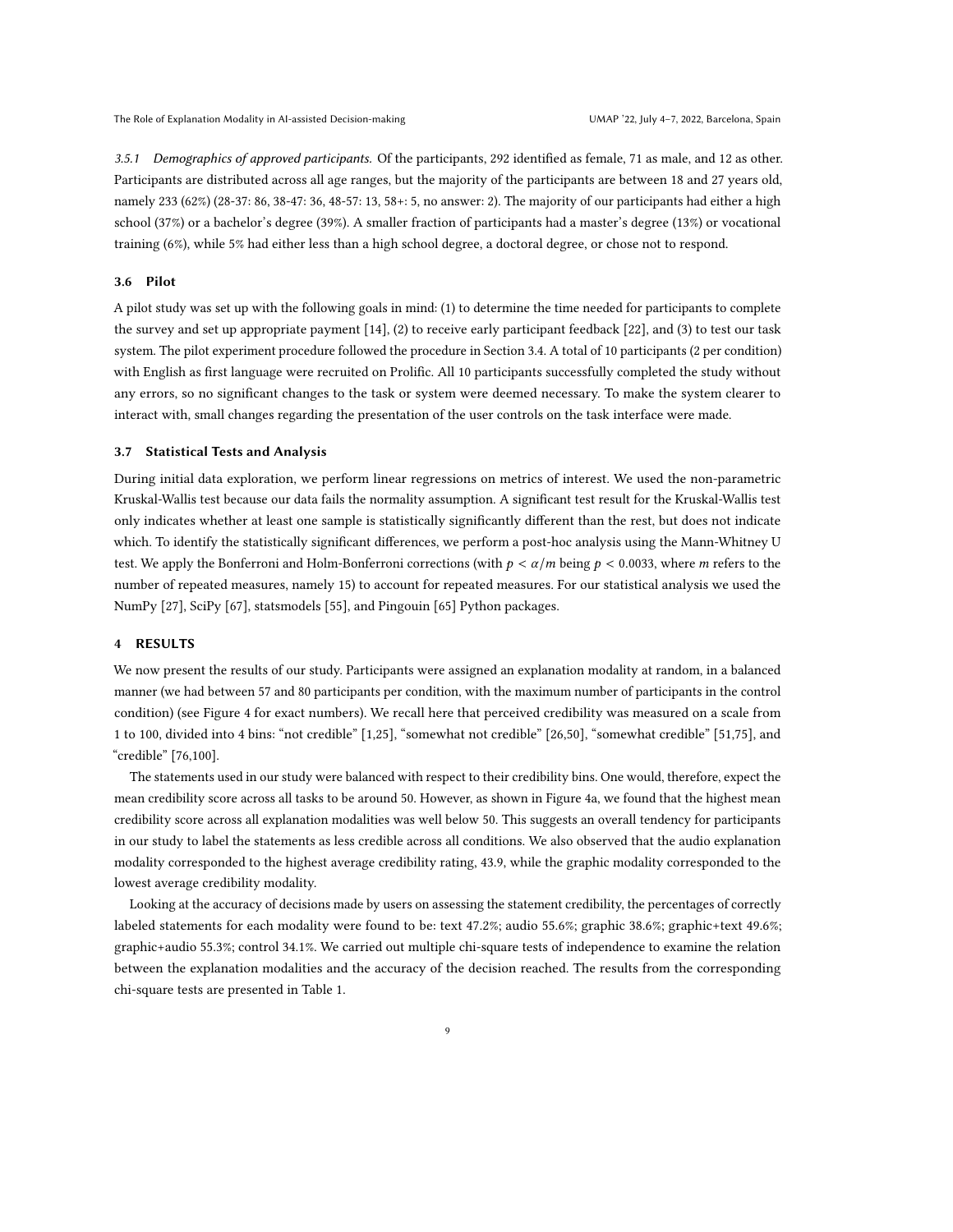*3.5.1 Demographics of approved participants.* Of the participants, 292 identified as female, 71 as male, and 12 as other. Participants are distributed across all age ranges, but the majority of the participants are between 18 and 27 years old, namely 233 (62%) (28-37: 86, 38-47: 36, 48-57: 13, 58+: 5, no answer: 2). The majority of our participants had either a high school (37%) or a bachelor's degree (39%). A smaller fraction of participants had a master's degree (13%) or vocational training (6%), while 5% had either less than a high school degree, a doctoral degree, or chose not to respond.

### 3.6 Pilot

A pilot study was set up with the following goals in mind: (1) to determine the time needed for participants to complete the survey and set up appropriate payment [14], (2) to receive early participant feedback [22], and (3) to test our task system. The pilot experiment procedure followed the procedure in Section 3.4. A total of 10 participants (2 per condition) with English as first language were recruited on Prolific. All 10 participants successfully completed the study without any errors, so no significant changes to the task or system were deemed necessary. To make the system clearer to interact with, small changes regarding the presentation of the user controls on the task interface were made.

### 3.7 Statistical Tests and Analysis

During initial data exploration, we perform linear regressions on metrics of interest. We used the non-parametric Kruskal-Wallis test because our data fails the normality assumption. A significant test result for the Kruskal-Wallis test only indicates whether at least one sample is statistically significantly different than the rest, but does not indicate which. To identify the statistically significant differences, we perform a post-hoc analysis using the Mann-Whitney U test. We apply the Bonferroni and Holm-Bonferroni corrections (with $p < \alpha/m$ being $p < 0.0033$, where $m$ refers to the number of repeated measures, namely 15) to account for repeated measures. For our statistical analysis we used the NumPy [27], SciPy [67], statsmodels [55], and Pingouin [65] Python packages.

## 4 RESULTS

We now present the results of our study. Participants were assigned an explanation modality at random, in a balanced manner (we had between 57 and 80 participants per condition, with the maximum number of participants in the control condition) (see Figure 4 for exact numbers). We recall here that perceived credibility was measured on a scale from 1 to 100, divided into 4 bins: "not credible" [1,25], "somewhat not credible" [26,50], "somewhat credible" [51,75], and "credible" [76,100].

The statements used in our study were balanced with respect to their credibility bins. One would, therefore, expect the mean credibility score across all tasks to be around 50. However, as shown in Figure 4a, we found that the highest mean credibility score across all explanation modalities was well below 50. This suggests an overall tendency for participants in our study to label the statements as less credible across all conditions. We also observed that the audio explanation modality corresponded to the highest average credibility rating, 43.9, while the graphic modality corresponded to the lowest average credibility modality.

Looking at the accuracy of decisions made by users on assessing the statement credibility, the percentages of correctly labeled statements for each modality were found to be: text 47.2%; audio 55.6%; graphic 38.6%; graphic+text 49.6%; graphic+audio 55.3%; control 34.1%. We carried out multiple chi-square tests of independence to examine the relation between the explanation modalities and the accuracy of the decision reached. The results from the corresponding chi-square tests are presented in Table 1.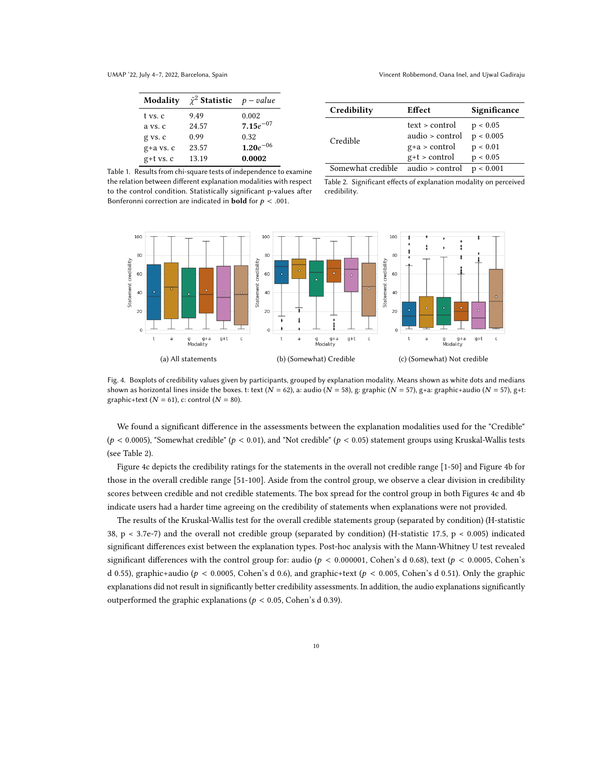| Modality | $\tilde{\chi}^2$ Statistic | $p - value$ |
|---|---|---|
| t vs. c | 9.49 | 0.002 |
| a vs. c | 24.57 | **7.15$e^{-07}$** |
| g vs. c | 0.99 | 0.32 |
| g+a vs. c | 23.57 | **1.20$e^{-06}$** |
| g+t vs. c | 13.19 | **0.0002** |

Table 1. Results from chi-square tests of independence to examine the relation between different explanation modalities with respect to the control condition. Statistically significant p-values after Bonferonni correction are indicated in **bold** for $p < .001$.

| Credibility | Effect | Significance |
|---|---|---|
| Credible | text > control | p < 0.05 |
| | audio > control | p < 0.005 |
| | g+a > control | p < 0.01 |
| | g+t > control | p < 0.05 |
| Somewhat credible | audio > control | p < 0.001 |

Table 2. Significant effects of explanation modality on perceived credibility.

(a) All statements

(b) (Somewhat) Credible

(c) (Somewhat) Not credible

Fig. 4. Boxplots of credibility values given by participants, grouped by explanation modality. Means shown as white dots and medians shown as horizontal lines inside the boxes. t: text ($N = 62$), a: audio ($N = 58$), g: graphic ($N = 57$), g+a: graphic+audio ($N = 57$), g+t: graphic+text ($N = 61$), c: control ($N = 80$).

We found a significant difference in the assessments between the explanation modalities used for the "Credible" ($p < 0.0005$), "Somewhat credible" ($p < 0.01$), and "Not credible" ($p < 0.05$) statement groups using Kruskal-Wallis tests (see Table 2).

Figure 4c depicts the credibility ratings for the statements in the overall not credible range [1-50] and Figure 4b for those in the overall credible range [51-100]. Aside from the control group, we observe a clear division in credibility scores between credible and not credible statements. The box spread for the control group in both Figures 4c and 4b indicate users had a harder time agreeing on the credibility of statements when explanations were not provided.

The results of the Kruskal-Wallis test for the overall credible statements group (separated by condition) (H-statistic 38, p < 3.7e-7) and the overall not credible group (separated by condition) (H-statistic 17.5, p < 0.005) indicated significant differences exist between the explanation types. Post-hoc analysis with the Mann-Whitney U test revealed significant differences with the control group for: audio ($p < 0.000001$, Cohen's d 0.68), text ($p < 0.0005$, Cohen's d 0.55), graphic+audio ($p < 0.0005$, Cohen's d 0.6), and graphic+text ($p < 0.005$, Cohen's d 0.51). Only the graphic explanations did not result in significantly better credibility assessments. In addition, the audio explanations significantly outperformed the graphic explanations ($p < 0.05$, Cohen's d 0.39).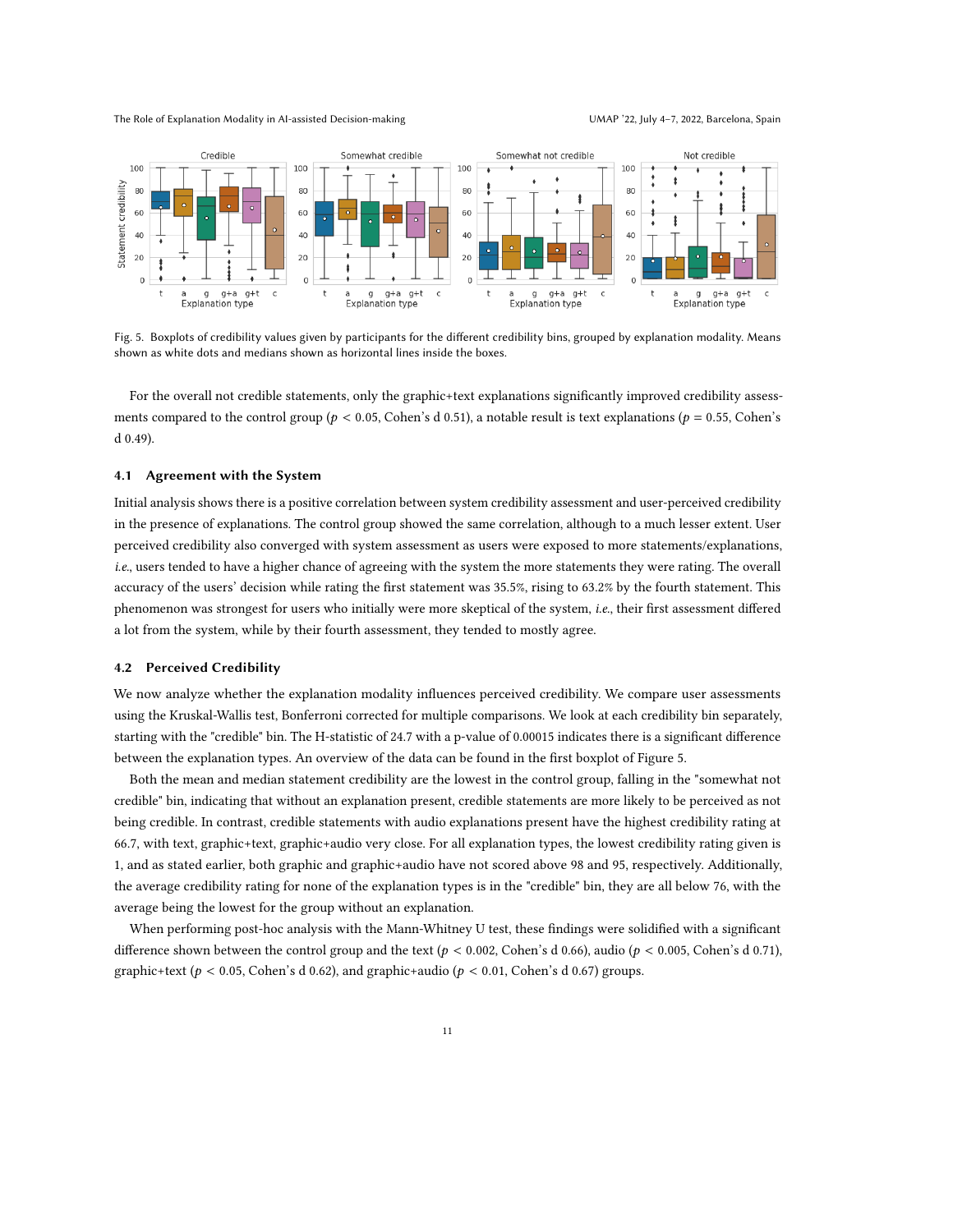Fig. 5. Boxplots of credibility values given by participants for the different credibility bins, grouped by explanation modality. Means shown as white dots and medians shown as horizontal lines inside the boxes.

For the overall not credible statements, only the graphic+text explanations significantly improved credibility assessments compared to the control group ($p < 0.05$, Cohen's d 0.51), a notable result is text explanations ($p = 0.55$, Cohen's d 0.49).

### 4.1 Agreement with the System

Initial analysis shows there is a positive correlation between system credibility assessment and user-perceived credibility in the presence of explanations. The control group showed the same correlation, although to a much lesser extent. User perceived credibility also converged with system assessment as users were exposed to more statements/explanations, *i.e.*, users tended to have a higher chance of agreeing with the system the more statements they were rating. The overall accuracy of the users' decision while rating the first statement was 35.5%, rising to 63.2% by the fourth statement. This phenomenon was strongest for users who initially were more skeptical of the system, *i.e.*, their first assessment differed a lot from the system, while by their fourth assessment, they tended to mostly agree.

### 4.2 Perceived Credibility

We now analyze whether the explanation modality influences perceived credibility. We compare user assessments using the Kruskal-Wallis test, Bonferroni corrected for multiple comparisons. We look at each credibility bin separately, starting with the "credible" bin. The H-statistic of 24.7 with a p-value of 0.00015 indicates there is a significant difference between the explanation types. An overview of the data can be found in the first boxplot of Figure 5.

Both the mean and median statement credibility are the lowest in the control group, falling in the "somewhat not credible" bin, indicating that without an explanation present, credible statements are more likely to be perceived as not being credible. In contrast, credible statements with audio explanations present have the highest credibility rating at 66.7, with text, graphic+text, graphic+audio very close. For all explanation types, the lowest credibility rating given is 1, and as stated earlier, both graphic and graphic+audio have not scored above 98 and 95, respectively. Additionally, the average credibility rating for none of the explanation types is in the "credible" bin, they are all below 76, with the average being the lowest for the group without an explanation.

When performing post-hoc analysis with the Mann-Whitney U test, these findings were solidified with a significant difference shown between the control group and the text ($p < 0.002$, Cohen's d 0.66), audio ($p < 0.005$, Cohen's d 0.71), graphic+text ($p < 0.05$, Cohen's d 0.62), and graphic+audio ($p < 0.01$, Cohen's d 0.67) groups.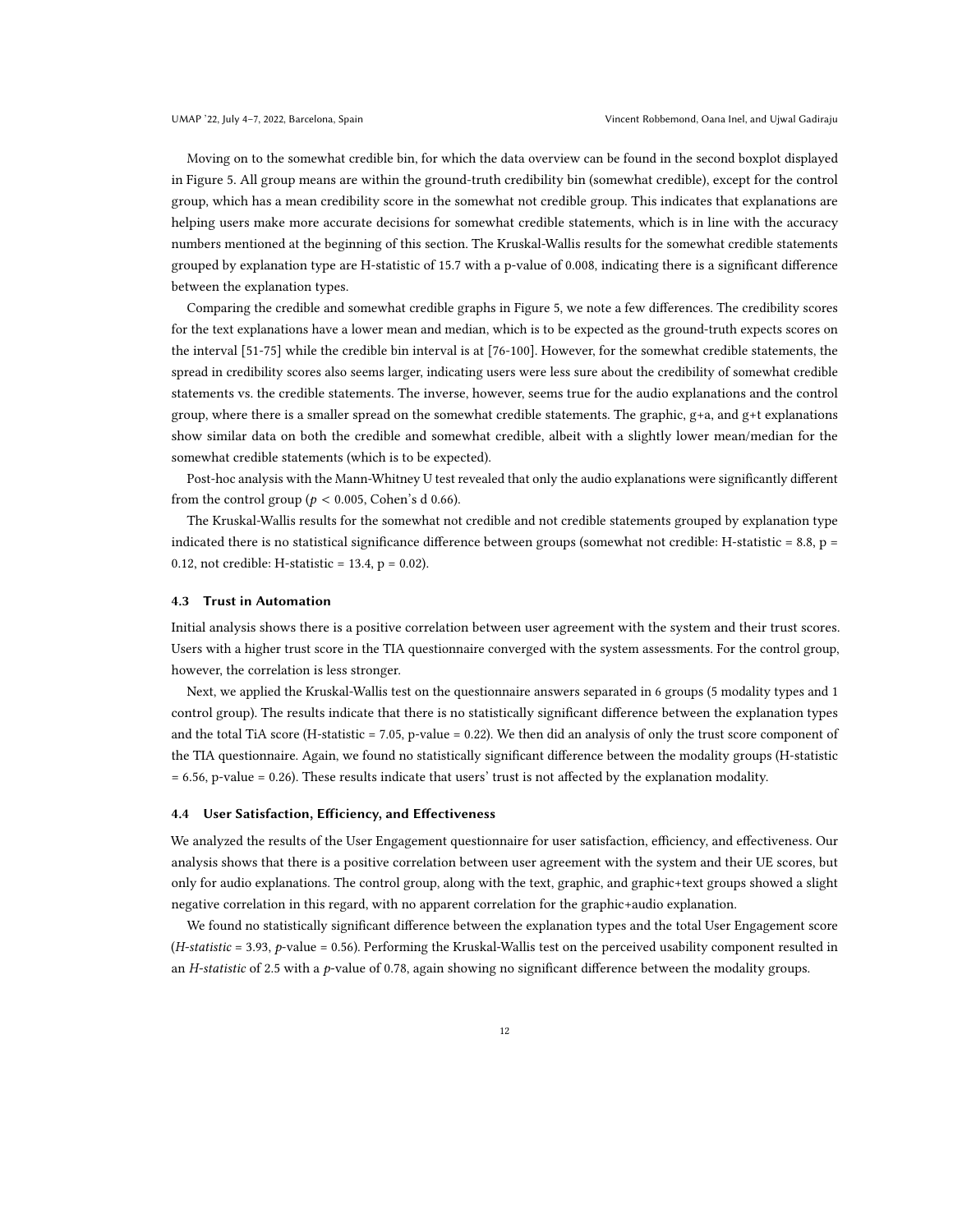Moving on to the somewhat credible bin, for which the data overview can be found in the second boxplot displayed in Figure 5. All group means are within the ground-truth credibility bin (somewhat credible), except for the control group, which has a mean credibility score in the somewhat not credible group. This indicates that explanations are helping users make more accurate decisions for somewhat credible statements, which is in line with the accuracy numbers mentioned at the beginning of this section. The Kruskal-Wallis results for the somewhat credible statements grouped by explanation type are H-statistic of 15.7 with a p-value of 0.008, indicating there is a significant difference between the explanation types.

Comparing the credible and somewhat credible graphs in Figure 5, we note a few differences. The credibility scores for the text explanations have a lower mean and median, which is to be expected as the ground-truth expects scores on the interval [51-75] while the credible bin interval is at [76-100]. However, for the somewhat credible statements, the spread in credibility scores also seems larger, indicating users were less sure about the credibility of somewhat credible statements vs. the credible statements. The inverse, however, seems true for the audio explanations and the control group, where there is a smaller spread on the somewhat credible statements. The graphic, g+a, and g+t explanations show similar data on both the credible and somewhat credible, albeit with a slightly lower mean/median for the somewhat credible statements (which is to be expected).

Post-hoc analysis with the Mann-Whitney U test revealed that only the audio explanations were significantly different from the control group ($p < 0.005$, Cohen's d 0.66).

The Kruskal-Wallis results for the somewhat not credible and not credible statements grouped by explanation type indicated there is no statistical significance difference between groups (somewhat not credible: H-statistic = 8.8, p = 0.12, not credible: H-statistic = 13.4, p = 0.02).

### 4.3 Trust in Automation

Initial analysis shows there is a positive correlation between user agreement with the system and their trust scores. Users with a higher trust score in the TIA questionnaire converged with the system assessments. For the control group, however, the correlation is less stronger.

Next, we applied the Kruskal-Wallis test on the questionnaire answers separated in 6 groups (5 modality types and 1 control group). The results indicate that there is no statistically significant difference between the explanation types and the total TiA score (H-statistic = 7.05, p-value = 0.22). We then did an analysis of only the trust score component of the TIA questionnaire. Again, we found no statistically significant difference between the modality groups (H-statistic = 6.56, p-value = 0.26). These results indicate that users' trust is not affected by the explanation modality.

### 4.4 User Satisfaction, Efficiency, and Effectiveness

We analyzed the results of the User Engagement questionnaire for user satisfaction, efficiency, and effectiveness. Our analysis shows that there is a positive correlation between user agreement with the system and their UE scores, but only for audio explanations. The control group, along with the text, graphic, and graphic+text groups showed a slight negative correlation in this regard, with no apparent correlation for the graphic+audio explanation.

We found no statistically significant difference between the explanation types and the total User Engagement score (*H-statistic* = 3.93, *p*-value = 0.56). Performing the Kruskal-Wallis test on the perceived usability component resulted in an *H-statistic* of 2.5 with a *p*-value of 0.78, again showing no significant difference between the modality groups.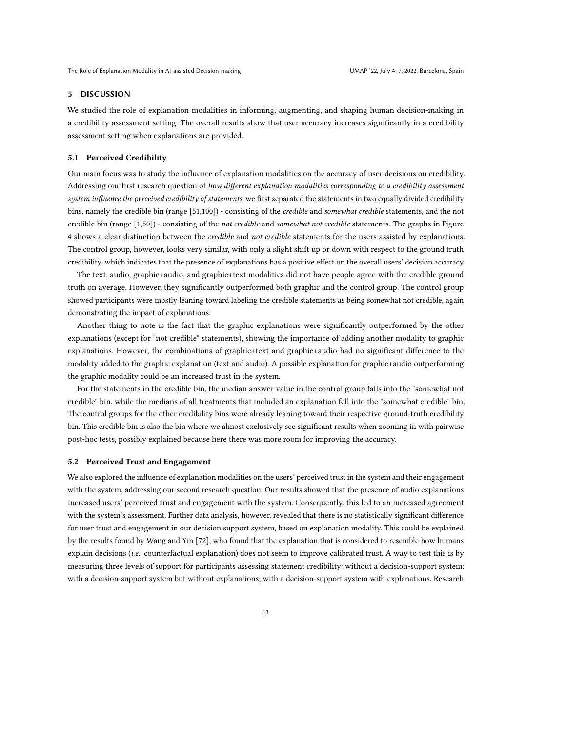## 5 DISCUSSION

We studied the role of explanation modalities in informing, augmenting, and shaping human decision-making in a credibility assessment setting. The overall results show that user accuracy increases significantly in a credibility assessment setting when explanations are provided.

### 5.1 Perceived Credibility

Our main focus was to study the influence of explanation modalities on the accuracy of user decisions on credibility. Addressing our first research question of *how different explanation modalities corresponding to a credibility assessment system influence the perceived credibility of statements*, we first separated the statements in two equally divided credibility bins, namely the credible bin (range [51,100]) - consisting of the *credible* and *somewhat credible* statements, and the not credible bin (range [1,50]) - consisting of the *not credible* and *somewhat not credible* statements. The graphs in Figure 4 shows a clear distinction between the *credible* and *not credible* statements for the users assisted by explanations. The control group, however, looks very similar, with only a slight shift up or down with respect to the ground truth credibility, which indicates that the presence of explanations has a positive effect on the overall users' decision accuracy.

The text, audio, graphic+audio, and graphic+text modalities did not have people agree with the credible ground truth on average. However, they significantly outperformed both graphic and the control group. The control group showed participants were mostly leaning toward labeling the credible statements as being somewhat not credible, again demonstrating the impact of explanations.

Another thing to note is the fact that the graphic explanations were significantly outperformed by the other explanations (except for "not credible" statements), showing the importance of adding another modality to graphic explanations. However, the combinations of graphic+text and graphic+audio had no significant difference to the modality added to the graphic explanation (text and audio). A possible explanation for graphic+audio outperforming the graphic modality could be an increased trust in the system.

For the statements in the credible bin, the median answer value in the control group falls into the "somewhat not credible" bin, while the medians of all treatments that included an explanation fell into the "somewhat credible" bin. The control groups for the other credibility bins were already leaning toward their respective ground-truth credibility bin. This credible bin is also the bin where we almost exclusively see significant results when zooming in with pairwise post-hoc tests, possibly explained because here there was more room for improving the accuracy.

### 5.2 Perceived Trust and Engagement

We also explored the influence of explanation modalities on the users' perceived trust in the system and their engagement with the system, addressing our second research question. Our results showed that the presence of audio explanations increased users' perceived trust and engagement with the system. Consequently, this led to an increased agreement with the system's assessment. Further data analysis, however, revealed that there is no statistically significant difference for user trust and engagement in our decision support system, based on explanation modality. This could be explained by the results found by Wang and Yin [72], who found that the explanation that is considered to resemble how humans explain decisions (*i.e.*, counterfactual explanation) does not seem to improve calibrated trust. A way to test this is by measuring three levels of support for participants assessing statement credibility: without a decision-support system; with a decision-support system but without explanations; with a decision-support system with explanations. Research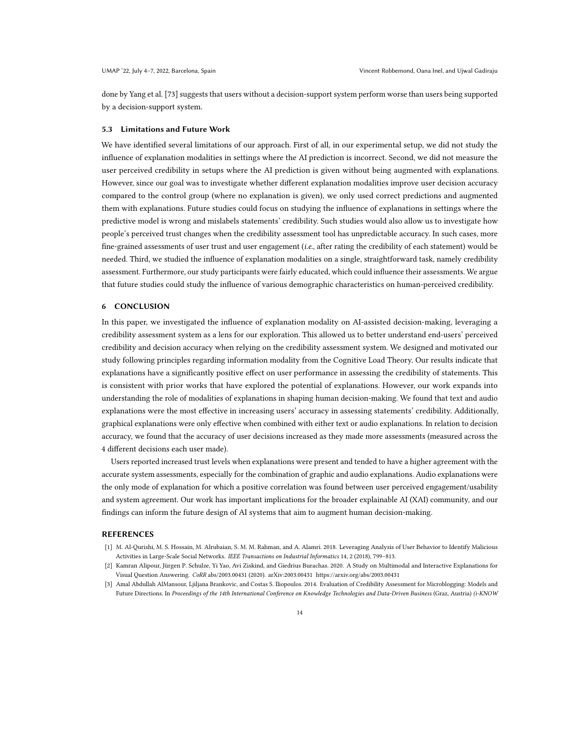done by Yang et al. [73] suggests that users without a decision-support system perform worse than users being supported by a decision-support system.

### 5.3 Limitations and Future Work

We have identified several limitations of our approach. First of all, in our experimental setup, we did not study the influence of explanation modalities in settings where the AI prediction is incorrect. Second, we did not measure the user perceived credibility in setups where the AI prediction is given without being augmented with explanations. However, since our goal was to investigate whether different explanation modalities improve user decision accuracy compared to the control group (where no explanation is given), we only used correct predictions and augmented them with explanations. Future studies could focus on studying the influence of explanations in settings where the predictive model is wrong and mislabels statements' credibility. Such studies would also allow us to investigate how people's perceived trust changes when the credibility assessment tool has unpredictable accuracy. In such cases, more fine-grained assessments of user trust and user engagement (*i.e.*, after rating the credibility of each statement) would be needed. Third, we studied the influence of explanation modalities on a single, straightforward task, namely credibility assessment. Furthermore, our study participants were fairly educated, which could influence their assessments. We argue that future studies could study the influence of various demographic characteristics on human-perceived credibility.

## 6 CONCLUSION

In this paper, we investigated the influence of explanation modality on AI-assisted decision-making, leveraging a credibility assessment system as a lens for our exploration. This allowed us to better understand end-users' perceived credibility and decision accuracy when relying on the credibility assessment system. We designed and motivated our study following principles regarding information modality from the Cognitive Load Theory. Our results indicate that explanations have a significantly positive effect on user performance in assessing the credibility of statements. This is consistent with prior works that have explored the potential of explanations. However, our work expands into understanding the role of modalities of explanations in shaping human decision-making. We found that text and audio explanations were the most effective in increasing users' accuracy in assessing statements' credibility. Additionally, graphical explanations were only effective when combined with either text or audio explanations. In relation to decision accuracy, we found that the accuracy of user decisions increased as they made more assessments (measured across the 4 different decisions each user made).

Users reported increased trust levels when explanations were present and tended to have a higher agreement with the accurate system assessments, especially for the combination of graphic and audio explanations. Audio explanations were the only mode of explanation for which a positive correlation was found between user perceived engagement/usability and system agreement. Our work has important implications for the broader explainable AI (XAI) community, and our findings can inform the future design of AI systems that aim to augment human decision-making.

## REFERENCES

[1] M. Al-Qurishi, M. S. Hossain, M. Alrubaian, S. M. M. Rahman, and A. Alamri. 2018. Leveraging Analysis of User Behavior to Identify Malicious Activities in Large-Scale Social Networks. *IEEE Transactions on Industrial Informatics* 14, 2 (2018), 799–813.

[2] Kamran Alipour, Jürgen P. Schulze, Yi Yao, Avi Ziskind, and Giedrius Burachas. 2020. A Study on Multimodal and Interactive Explanations for Visual Question Answering. *CoRR* abs/2003.00431 (2020). arXiv:2003.00431 https://arxiv.org/abs/2003.00431

[3] Amal Abdullah AlMansour, Ljiljana Brankovic, and Costas S. Iliopoulos. 2014. Evaluation of Credibility Assessment for Microblogging: Models and Future Directions. In *Proceedings of the 14th International Conference on Knowledge Technologies and Data-Driven Business* (Graz, Austria) *(i-KNOW*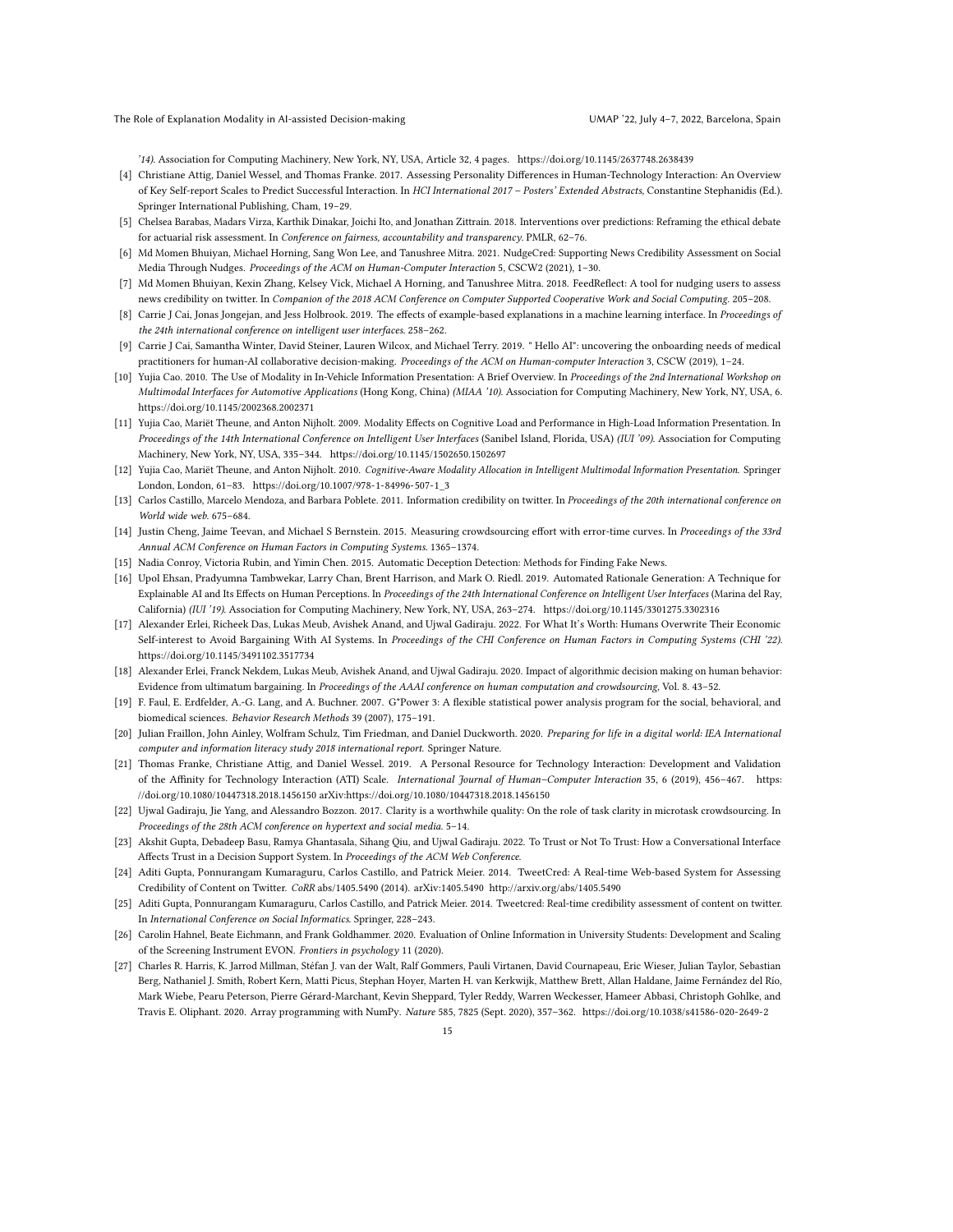'14). Association for Computing Machinery, New York, NY, USA, Article 32, 4 pages. https://doi.org/10.1145/2637748.2638439

[4] Christiane Attig, Daniel Wessel, and Thomas Franke. 2017. Assessing Personality Differences in Human-Technology Interaction: An Overview of Key Self-report Scales to Predict Successful Interaction. In *HCI International 2017 – Posters' Extended Abstracts*, Constantine Stephanidis (Ed.). Springer International Publishing, Cham, 19–29.

[5] Chelsea Barabas, Madars Virza, Karthik Dinakar, Joichi Ito, and Jonathan Zittrain. 2018. Interventions over predictions: Reframing the ethical debate for actuarial risk assessment. In *Conference on fairness, accountability and transparency*. PMLR, 62–76.

[6] Md Momen Bhuiyan, Michael Horning, Sang Won Lee, and Tanushree Mitra. 2021. NudgeCred: Supporting News Credibility Assessment on Social Media Through Nudges. *Proceedings of the ACM on Human-Computer Interaction* 5, CSCW2 (2021), 1–30.

[7] Md Momen Bhuiyan, Kexin Zhang, Kelsey Vick, Michael A Horning, and Tanushree Mitra. 2018. FeedReflect: A tool for nudging users to assess news credibility on twitter. In *Companion of the 2018 ACM Conference on Computer Supported Cooperative Work and Social Computing*. 205–208.

[8] Carrie J Cai, Jonas Jongejan, and Jess Holbrook. 2019. The effects of example-based explanations in a machine learning interface. In *Proceedings of the 24th international conference on intelligent user interfaces*. 258–262.

[9] Carrie J Cai, Samantha Winter, David Steiner, Lauren Wilcox, and Michael Terry. 2019. " Hello AI": uncovering the onboarding needs of medical practitioners for human-AI collaborative decision-making. *Proceedings of the ACM on Human-computer Interaction* 3, CSCW (2019), 1–24.

[10] Yujia Cao. 2010. The Use of Modality in In-Vehicle Information Presentation: A Brief Overview. In *Proceedings of the 2nd International Workshop on Multimodal Interfaces for Automotive Applications* (Hong Kong, China) *(MIAA '10)*. Association for Computing Machinery, New York, NY, USA, 6. https://doi.org/10.1145/2002368.2002371

[11] Yujia Cao, Mariët Theune, and Anton Nijholt. 2009. Modality Effects on Cognitive Load and Performance in High-Load Information Presentation. In *Proceedings of the 14th International Conference on Intelligent User Interfaces* (Sanibel Island, Florida, USA) *(IUI '09)*. Association for Computing Machinery, New York, NY, USA, 335–344. https://doi.org/10.1145/1502650.1502697

[12] Yujia Cao, Mariët Theune, and Anton Nijholt. 2010. *Cognitive-Aware Modality Allocation in Intelligent Multimodal Information Presentation*. Springer London, London, 61–83. https://doi.org/10.1007/978-1-84996-507-1_3

[13] Carlos Castillo, Marcelo Mendoza, and Barbara Poblete. 2011. Information credibility on twitter. In *Proceedings of the 20th international conference on World wide web*. 675–684.

[14] Justin Cheng, Jaime Teevan, and Michael S Bernstein. 2015. Measuring crowdsourcing effort with error-time curves. In *Proceedings of the 33rd Annual ACM Conference on Human Factors in Computing Systems*. 1365–1374.

[15] Nadia Conroy, Victoria Rubin, and Yimin Chen. 2015. Automatic Deception Detection: Methods for Finding Fake News.

[16] Upol Ehsan, Pradyumna Tambwekar, Larry Chan, Brent Harrison, and Mark O. Riedl. 2019. Automated Rationale Generation: A Technique for Explainable AI and Its Effects on Human Perceptions. In *Proceedings of the 24th International Conference on Intelligent User Interfaces* (Marina del Ray, California) *(IUI '19)*. Association for Computing Machinery, New York, NY, USA, 263–274. https://doi.org/10.1145/3301275.3302316

[17] Alexander Erlei, Richeek Das, Lukas Meub, Avishek Anand, and Ujwal Gadiraju. 2022. For What It's Worth: Humans Overwrite Their Economic Self-interest to Avoid Bargaining With AI Systems. In *Proceedings of the CHI Conference on Human Factors in Computing Systems (CHI '22)*. https://doi.org/10.1145/3491102.3517734

[18] Alexander Erlei, Franck Nekdem, Lukas Meub, Avishek Anand, and Ujwal Gadiraju. 2020. Impact of algorithmic decision making on human behavior: Evidence from ultimatum bargaining. In *Proceedings of the AAAI conference on human computation and crowdsourcing*, Vol. 8. 43–52.

[19] F. Faul, E. Erdfelder, A.-G. Lang, and A. Buchner. 2007. G*Power 3: A flexible statistical power analysis program for the social, behavioral, and biomedical sciences. *Behavior Research Methods* 39 (2007), 175–191.

[20] Julian Fraillon, John Ainley, Wolfram Schulz, Tim Friedman, and Daniel Duckworth. 2020. *Preparing for life in a digital world: IEA International computer and information literacy study 2018 international report*. Springer Nature.

[21] Thomas Franke, Christiane Attig, and Daniel Wessel. 2019. A Personal Resource for Technology Interaction: Development and Validation of the Affinity for Technology Interaction (ATI) Scale. *International Journal of Human–Computer Interaction* 35, 6 (2019), 456–467. https://doi.org/10.1080/10447318.2018.1456150 arXiv:https://doi.org/10.1080/10447318.2018.1456150

[22] Ujwal Gadiraju, Jie Yang, and Alessandro Bozzon. 2017. Clarity is a worthwhile quality: On the role of task clarity in microtask crowdsourcing. In *Proceedings of the 28th ACM conference on hypertext and social media*. 5–14.

[23] Akshit Gupta, Debadeep Basu, Ramya Ghantasala, Sihang Qiu, and Ujwal Gadiraju. 2022. To Trust or Not To Trust: How a Conversational Interface Affects Trust in a Decision Support System. In *Proceedings of the ACM Web Conference*.

[24] Aditi Gupta, Ponnurangam Kumaraguru, Carlos Castillo, and Patrick Meier. 2014. TweetCred: A Real-time Web-based System for Assessing Credibility of Content on Twitter. *CoRR* abs/1405.5490 (2014). arXiv:1405.5490 http://arxiv.org/abs/1405.5490

[25] Aditi Gupta, Ponnurangam Kumaraguru, Carlos Castillo, and Patrick Meier. 2014. Tweetcred: Real-time credibility assessment of content on twitter. In *International Conference on Social Informatics*. Springer, 228–243.

[26] Carolin Hahnel, Beate Eichmann, and Frank Goldhammer. 2020. Evaluation of Online Information in University Students: Development and Scaling of the Screening Instrument EVON. *Frontiers in psychology* 11 (2020).

[27] Charles R. Harris, K. Jarrod Millman, Stéfan J. van der Walt, Ralf Gommers, Pauli Virtanen, David Cournapeau, Eric Wieser, Julian Taylor, Sebastian Berg, Nathaniel J. Smith, Robert Kern, Matti Picus, Stephan Hoyer, Marten H. van Kerkwijk, Matthew Brett, Allan Haldane, Jaime Fernández del Río, Mark Wiebe, Pearu Peterson, Pierre Gérard-Marchant, Kevin Sheppard, Tyler Reddy, Warren Weckesser, Hameer Abbasi, Christoph Gohlke, and Travis E. Oliphant. 2020. Array programming with NumPy. *Nature* 585, 7825 (Sept. 2020), 357–362. https://doi.org/10.1038/s41586-020-2649-2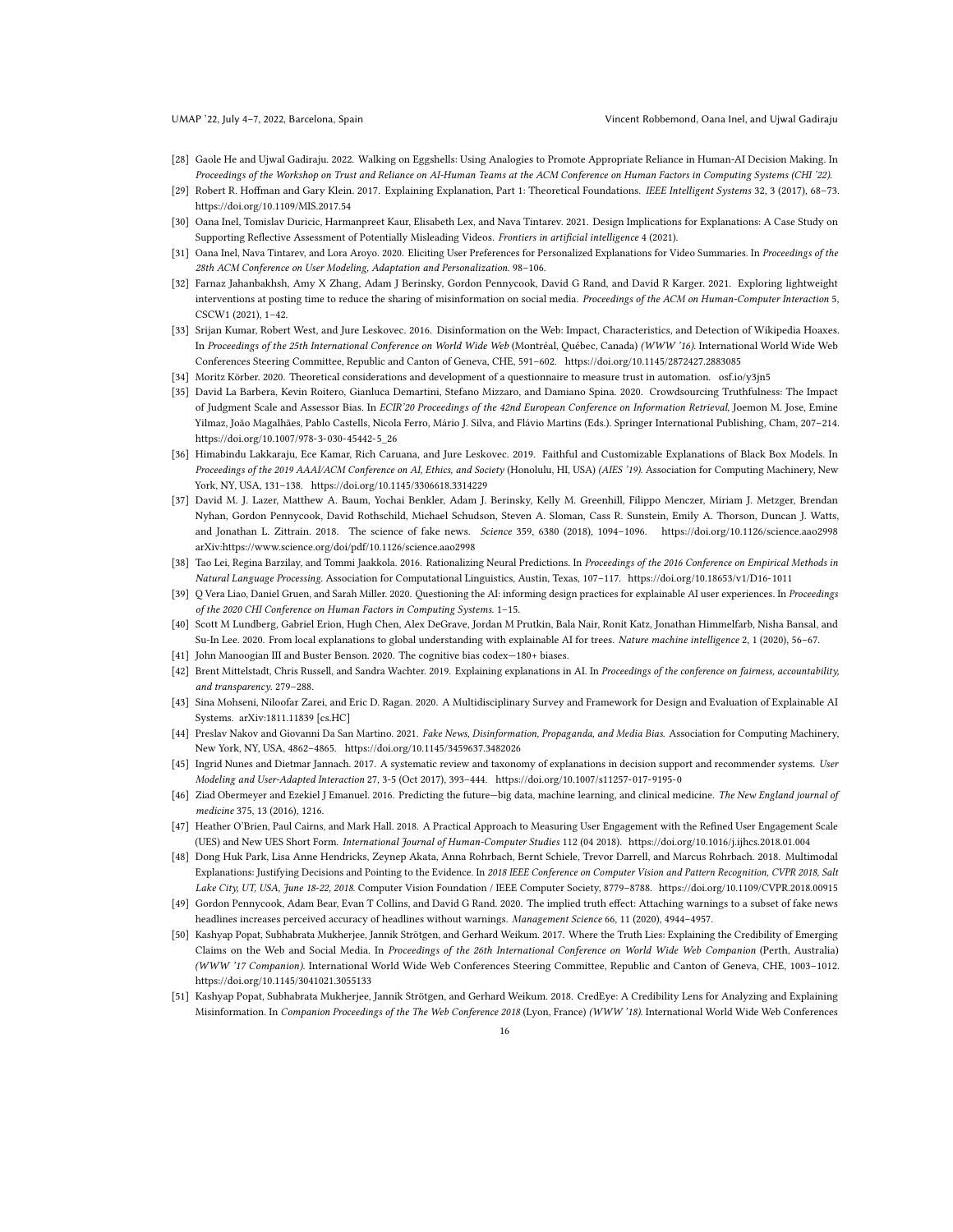- [28] Gaole He and Ujwal Gadiraju. 2022. Walking on Eggshells: Using Analogies to Promote Appropriate Reliance in Human-AI Decision Making. In *Proceedings of the Workshop on Trust and Reliance on AI-Human Teams at the ACM Conference on Human Factors in Computing Systems (CHI '22)*.
- [29] Robert R. Hoffman and Gary Klein. 2017. Explaining Explanation, Part 1: Theoretical Foundations. *IEEE Intelligent Systems* 32, 3 (2017), 68–73. https://doi.org/10.1109/MIS.2017.54
- [30] Oana Inel, Tomislav Duricic, Harmanpreet Kaur, Elisabeth Lex, and Nava Tintarev. 2021. Design Implications for Explanations: A Case Study on Supporting Reflective Assessment of Potentially Misleading Videos. *Frontiers in artificial intelligence* 4 (2021).
- [31] Oana Inel, Nava Tintarev, and Lora Aroyo. 2020. Eliciting User Preferences for Personalized Explanations for Video Summaries. In *Proceedings of the 28th ACM Conference on User Modeling, Adaptation and Personalization*. 98–106.
- [32] Farnaz Jahanbakhsh, Amy X Zhang, Adam J Berinsky, Gordon Pennycook, David G Rand, and David R Karger. 2021. Exploring lightweight interventions at posting time to reduce the sharing of misinformation on social media. *Proceedings of the ACM on Human-Computer Interaction* 5, CSCW1 (2021), 1–42.
- [33] Srijan Kumar, Robert West, and Jure Leskovec. 2016. Disinformation on the Web: Impact, Characteristics, and Detection of Wikipedia Hoaxes. In *Proceedings of the 25th International Conference on World Wide Web* (Montréal, Québec, Canada) *(WWW '16)*. International World Wide Web Conferences Steering Committee, Republic and Canton of Geneva, CHE, 591–602. https://doi.org/10.1145/2872427.2883085
- [34] Moritz Körber. 2020. Theoretical considerations and development of a questionnaire to measure trust in automation. osf.io/y3jn5
- [35] David La Barbera, Kevin Roitero, Gianluca Demartini, Stefano Mizzaro, and Damiano Spina. 2020. Crowdsourcing Truthfulness: The Impact of Judgment Scale and Assessor Bias. In *ECIR'20 Proceedings of the 42nd European Conference on Information Retrieval*, Joemon M. Jose, Emine Yilmaz, João Magalhães, Pablo Castells, Nicola Ferro, Mário J. Silva, and Flávio Martins (Eds.). Springer International Publishing, Cham, 207–214. https://doi.org/10.1007/978-3-030-45442-5_26
- [36] Himabindu Lakkaraju, Ece Kamar, Rich Caruana, and Jure Leskovec. 2019. Faithful and Customizable Explanations of Black Box Models. In *Proceedings of the 2019 AAAI/ACM Conference on AI, Ethics, and Society* (Honolulu, HI, USA) *(AIES '19)*. Association for Computing Machinery, New York, NY, USA, 131–138. https://doi.org/10.1145/3306618.3314229
- [37] David M. J. Lazer, Matthew A. Baum, Yochai Benkler, Adam J. Berinsky, Kelly M. Greenhill, Filippo Menczer, Miriam J. Metzger, Brendan Nyhan, Gordon Pennycook, David Rothschild, Michael Schudson, Steven A. Sloman, Cass R. Sunstein, Emily A. Thorson, Duncan J. Watts, and Jonathan L. Zittrain. 2018. The science of fake news. *Science* 359, 6380 (2018), 1094–1096. https://doi.org/10.1126/science.aao2998 arXiv:https://www.science.org/doi/pdf/10.1126/science.aao2998
- [38] Tao Lei, Regina Barzilay, and Tommi Jaakkola. 2016. Rationalizing Neural Predictions. In *Proceedings of the 2016 Conference on Empirical Methods in Natural Language Processing*. Association for Computational Linguistics, Austin, Texas, 107–117. https://doi.org/10.18653/v1/D16-1011
- [39] Q Vera Liao, Daniel Gruen, and Sarah Miller. 2020. Questioning the AI: informing design practices for explainable AI user experiences. In *Proceedings of the 2020 CHI Conference on Human Factors in Computing Systems*. 1–15.
- [40] Scott M Lundberg, Gabriel Erion, Hugh Chen, Alex DeGrave, Jordan M Prutkin, Bala Nair, Ronit Katz, Jonathan Himmelfarb, Nisha Bansal, and Su-In Lee. 2020. From local explanations to global understanding with explainable AI for trees. *Nature machine intelligence* 2, 1 (2020), 56–67.
- [41] John Manoogian III and Buster Benson. 2020. The cognitive bias codex—180+ biases.
- [42] Brent Mittelstadt, Chris Russell, and Sandra Wachter. 2019. Explaining explanations in AI. In *Proceedings of the conference on fairness, accountability, and transparency*. 279–288.
- [43] Sina Mohseni, Niloofar Zarei, and Eric D. Ragan. 2020. A Multidisciplinary Survey and Framework for Design and Evaluation of Explainable AI Systems. arXiv:1811.11839 [cs.HC]
- [44] Preslav Nakov and Giovanni Da San Martino. 2021. *Fake News, Disinformation, Propaganda, and Media Bias*. Association for Computing Machinery, New York, NY, USA, 4862–4865. https://doi.org/10.1145/3459637.3482026
- [45] Ingrid Nunes and Dietmar Jannach. 2017. A systematic review and taxonomy of explanations in decision support and recommender systems. *User Modeling and User-Adapted Interaction* 27, 3-5 (Oct 2017), 393–444. https://doi.org/10.1007/s11257-017-9195-0
- [46] Ziad Obermeyer and Ezekiel J Emanuel. 2016. Predicting the future—big data, machine learning, and clinical medicine. *The New England journal of medicine* 375, 13 (2016), 1216.
- [47] Heather O'Brien, Paul Cairns, and Mark Hall. 2018. A Practical Approach to Measuring User Engagement with the Refined User Engagement Scale (UES) and New UES Short Form. *International Journal of Human-Computer Studies* 112 (04 2018). https://doi.org/10.1016/j.ijhcs.2018.01.004
- [48] Dong Huk Park, Lisa Anne Hendricks, Zeynep Akata, Anna Rohrbach, Bernt Schiele, Trevor Darrell, and Marcus Rohrbach. 2018. Multimodal Explanations: Justifying Decisions and Pointing to the Evidence. In *2018 IEEE Conference on Computer Vision and Pattern Recognition, CVPR 2018, Salt Lake City, UT, USA, June 18-22, 2018*. Computer Vision Foundation / IEEE Computer Society, 8779–8788. https://doi.org/10.1109/CVPR.2018.00915
- [49] Gordon Pennycook, Adam Bear, Evan T Collins, and David G Rand. 2020. The implied truth effect: Attaching warnings to a subset of fake news headlines increases perceived accuracy of headlines without warnings. *Management Science* 66, 11 (2020), 4944–4957.
- [50] Kashyap Popat, Subhabrata Mukherjee, Jannik Strötgen, and Gerhard Weikum. 2017. Where the Truth Lies: Explaining the Credibility of Emerging Claims on the Web and Social Media. In *Proceedings of the 26th International Conference on World Wide Web Companion* (Perth, Australia) *(WWW '17 Companion)*. International World Wide Web Conferences Steering Committee, Republic and Canton of Geneva, CHE, 1003–1012. https://doi.org/10.1145/3041021.3055133
- [51] Kashyap Popat, Subhabrata Mukherjee, Jannik Strötgen, and Gerhard Weikum. 2018. CredEye: A Credibility Lens for Analyzing and Explaining Misinformation. In *Companion Proceedings of the The Web Conference 2018* (Lyon, France) *(WWW '18)*. International World Wide Web Conferences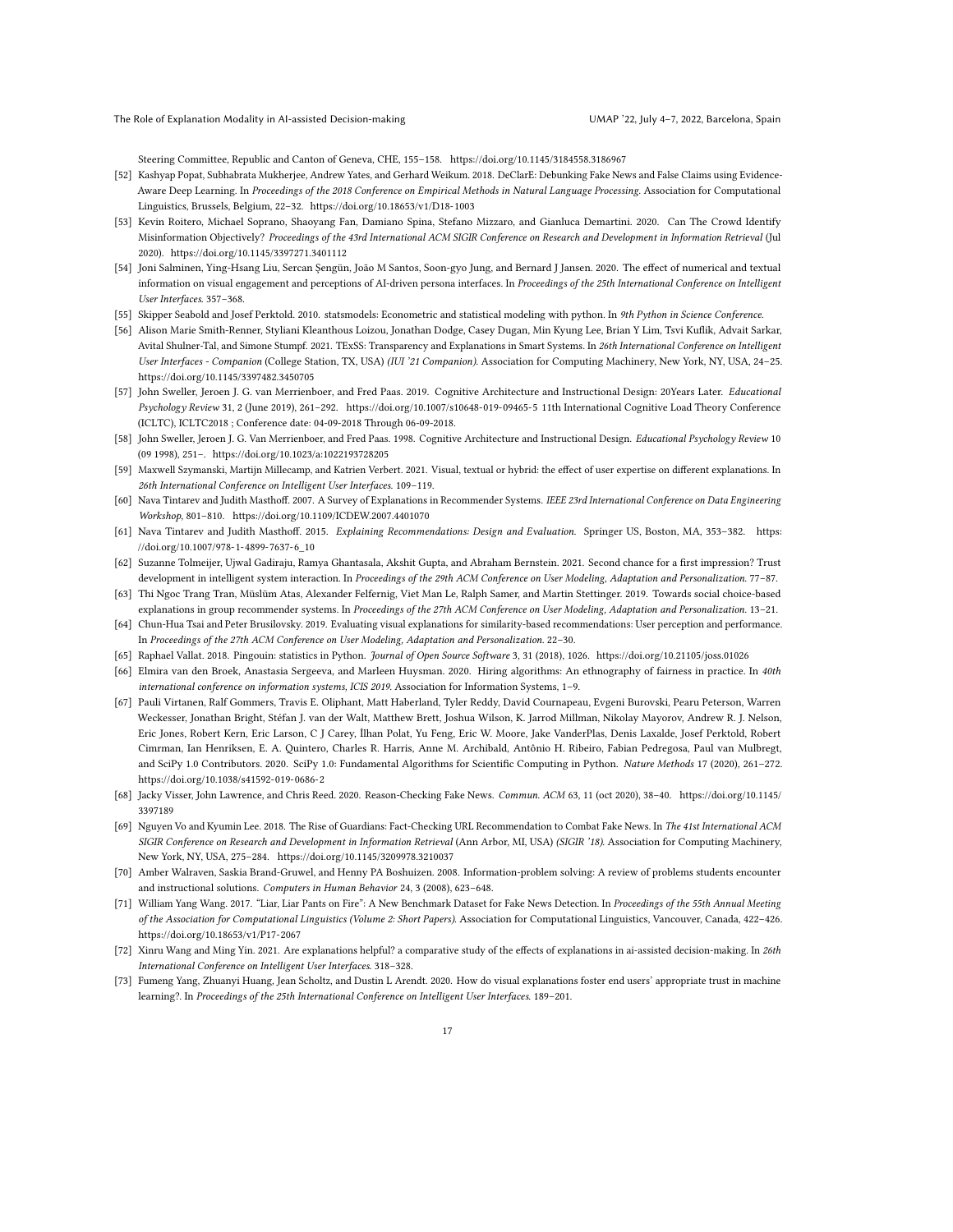Steering Committee, Republic and Canton of Geneva, CHE, 155–158. https://doi.org/10.1145/3184558.3186967

[52] Kashyap Popat, Subhabrata Mukherjee, Andrew Yates, and Gerhard Weikum. 2018. DeClarE: Debunking Fake News and False Claims using Evidence-Aware Deep Learning. In *Proceedings of the 2018 Conference on Empirical Methods in Natural Language Processing*. Association for Computational Linguistics, Brussels, Belgium, 22–32. https://doi.org/10.18653/v1/D18-1003

[53] Kevin Roitero, Michael Soprano, Shaoyang Fan, Damiano Spina, Stefano Mizzaro, and Gianluca Demartini. 2020. Can The Crowd Identify Misinformation Objectively? *Proceedings of the 43rd International ACM SIGIR Conference on Research and Development in Information Retrieval* (Jul 2020). https://doi.org/10.1145/3397271.3401112

[54] Joni Salminen, Ying-Hsang Liu, Sercan Şengün, João M Santos, Soon-gyo Jung, and Bernard J Jansen. 2020. The effect of numerical and textual information on visual engagement and perceptions of AI-driven persona interfaces. In *Proceedings of the 25th International Conference on Intelligent User Interfaces*. 357–368.

[55] Skipper Seabold and Josef Perktold. 2010. statsmodels: Econometric and statistical modeling with python. In *9th Python in Science Conference*.

[56] Alison Marie Smith-Renner, Styliani Kleanthous Loizou, Jonathan Dodge, Casey Dugan, Min Kyung Lee, Brian Y Lim, Tsvi Kuflik, Advait Sarkar, Avital Shulner-Tal, and Simone Stumpf. 2021. TExSS: Transparency and Explanations in Smart Systems. In *26th International Conference on Intelligent User Interfaces - Companion* (College Station, TX, USA) *(IUI '21 Companion)*. Association for Computing Machinery, New York, NY, USA, 24–25. https://doi.org/10.1145/3397482.3450705

[57] John Sweller, Jeroen J. G. van Merrienboer, and Fred Paas. 2019. Cognitive Architecture and Instructional Design: 20Years Later. *Educational Psychology Review* 31, 2 (June 2019), 261–292. https://doi.org/10.1007/s10648-019-09465-5 11th International Cognitive Load Theory Conference (ICLTC), ICLTC2018 ; Conference date: 04-09-2018 Through 06-09-2018.

[58] John Sweller, Jeroen J. G. Van Merrienboer, and Fred Paas. 1998. Cognitive Architecture and Instructional Design. *Educational Psychology Review* 10 (09 1998), 251–. https://doi.org/10.1023/a:1022193728205

[59] Maxwell Szymanski, Martijn Millecamp, and Katrien Verbert. 2021. Visual, textual or hybrid: the effect of user expertise on different explanations. In *26th International Conference on Intelligent User Interfaces*. 109–119.

[60] Nava Tintarev and Judith Masthoff. 2007. A Survey of Explanations in Recommender Systems. *IEEE 23rd International Conference on Data Engineering Workshop*, 801–810. https://doi.org/10.1109/ICDEW.2007.4401070

[61] Nava Tintarev and Judith Masthoff. 2015. *Explaining Recommendations: Design and Evaluation.* Springer US, Boston, MA, 353–382. https://doi.org/10.1007/978-1-4899-7637-6_10

[62] Suzanne Tolmeijer, Ujwal Gadiraju, Ramya Ghantasala, Akshit Gupta, and Abraham Bernstein. 2021. Second chance for a first impression? Trust development in intelligent system interaction. In *Proceedings of the 29th ACM Conference on User Modeling, Adaptation and Personalization*. 77–87.

[63] Thi Ngoc Trang Tran, Müslüm Atas, Alexander Felfernig, Viet Man Le, Ralph Samer, and Martin Stettinger. 2019. Towards social choice-based explanations in group recommender systems. In *Proceedings of the 27th ACM Conference on User Modeling, Adaptation and Personalization*. 13–21.

[64] Chun-Hua Tsai and Peter Brusilovsky. 2019. Evaluating visual explanations for similarity-based recommendations: User perception and performance. In *Proceedings of the 27th ACM Conference on User Modeling, Adaptation and Personalization*. 22–30.

[65] Raphael Vallat. 2018. Pingouin: statistics in Python. *Journal of Open Source Software* 3, 31 (2018), 1026. https://doi.org/10.21105/joss.01026

[66] Elmira van den Broek, Anastasia Sergeeva, and Marleen Huysman. 2020. Hiring algorithms: An ethnography of fairness in practice. In *40th international conference on information systems, ICIS 2019*. Association for Information Systems, 1–9.

[67] Pauli Virtanen, Ralf Gommers, Travis E. Oliphant, Matt Haberland, Tyler Reddy, David Cournapeau, Evgeni Burovski, Pearu Peterson, Warren Weckesser, Jonathan Bright, Stéfan J. van der Walt, Matthew Brett, Joshua Wilson, K. Jarrod Millman, Nikolay Mayorov, Andrew R. J. Nelson, Eric Jones, Robert Kern, Eric Larson, C J Carey, İlhan Polat, Yu Feng, Eric W. Moore, Jake VanderPlas, Denis Laxalde, Josef Perktold, Robert Cimrman, Ian Henriksen, E. A. Quintero, Charles R. Harris, Anne M. Archibald, Antônio H. Ribeiro, Fabian Pedregosa, Paul van Mulbregt, and SciPy 1.0 Contributors. 2020. SciPy 1.0: Fundamental Algorithms for Scientific Computing in Python. *Nature Methods* 17 (2020), 261–272. https://doi.org/10.1038/s41592-019-0686-2

[68] Jacky Visser, John Lawrence, and Chris Reed. 2020. Reason-Checking Fake News. *Commun. ACM* 63, 11 (oct 2020), 38–40. https://doi.org/10.1145/3397189

[69] Nguyen Vo and Kyumin Lee. 2018. The Rise of Guardians: Fact-Checking URL Recommendation to Combat Fake News. In *The 41st International ACM SIGIR Conference on Research and Development in Information Retrieval* (Ann Arbor, MI, USA) *(SIGIR '18)*. Association for Computing Machinery, New York, NY, USA, 275–284. https://doi.org/10.1145/3209978.3210037

[70] Amber Walraven, Saskia Brand-Gruwel, and Henny PA Boshuizen. 2008. Information-problem solving: A review of problems students encounter and instructional solutions. *Computers in Human Behavior* 24, 3 (2008), 623–648.

[71] William Yang Wang. 2017. "Liar, Liar Pants on Fire": A New Benchmark Dataset for Fake News Detection. In *Proceedings of the 55th Annual Meeting of the Association for Computational Linguistics (Volume 2: Short Papers)*. Association for Computational Linguistics, Vancouver, Canada, 422–426. https://doi.org/10.18653/v1/P17-2067

[72] Xinru Wang and Ming Yin. 2021. Are explanations helpful? a comparative study of the effects of explanations in ai-assisted decision-making. In *26th International Conference on Intelligent User Interfaces*. 318–328.

[73] Fumeng Yang, Zhuanyi Huang, Jean Scholtz, and Dustin L Arendt. 2020. How do visual explanations foster end users' appropriate trust in machine learning?. In *Proceedings of the 25th International Conference on Intelligent User Interfaces*. 189–201.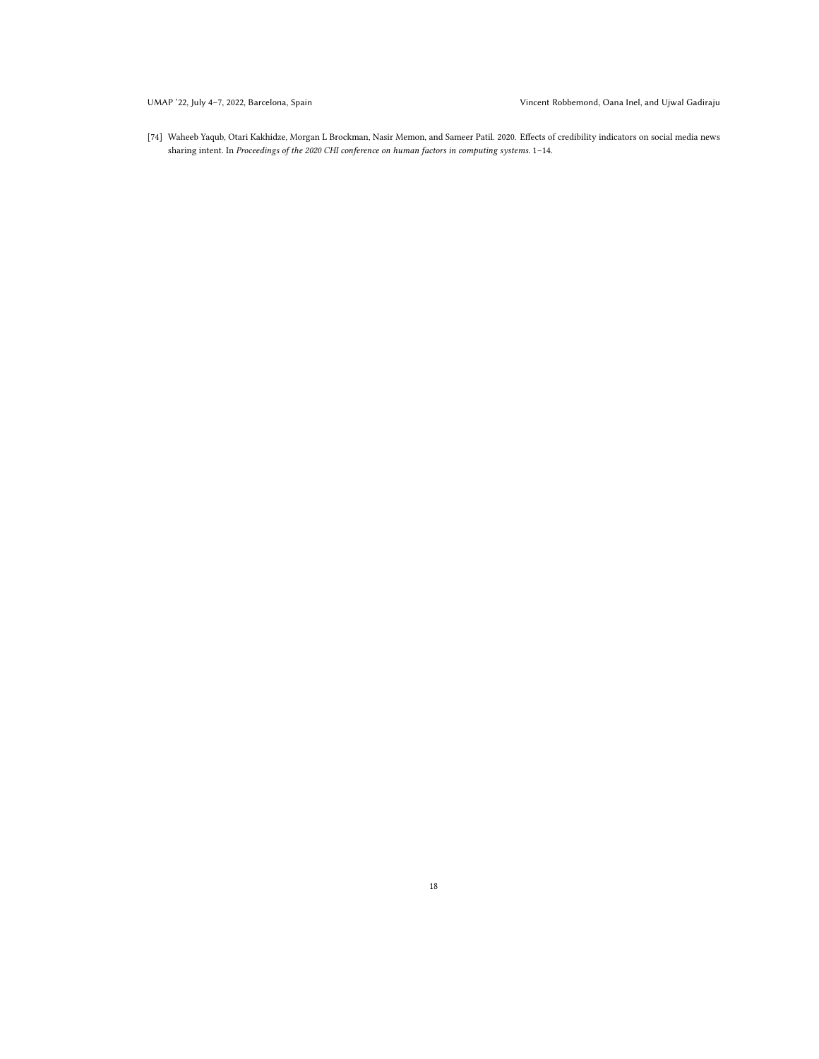[74] Waheeb Yaqub, Otari Kakhidze, Morgan L Brockman, Nasir Memon, and Sameer Patil. 2020. Effects of credibility indicators on social media news sharing intent. In *Proceedings of the 2020 CHI conference on human factors in computing systems*. 1–14.